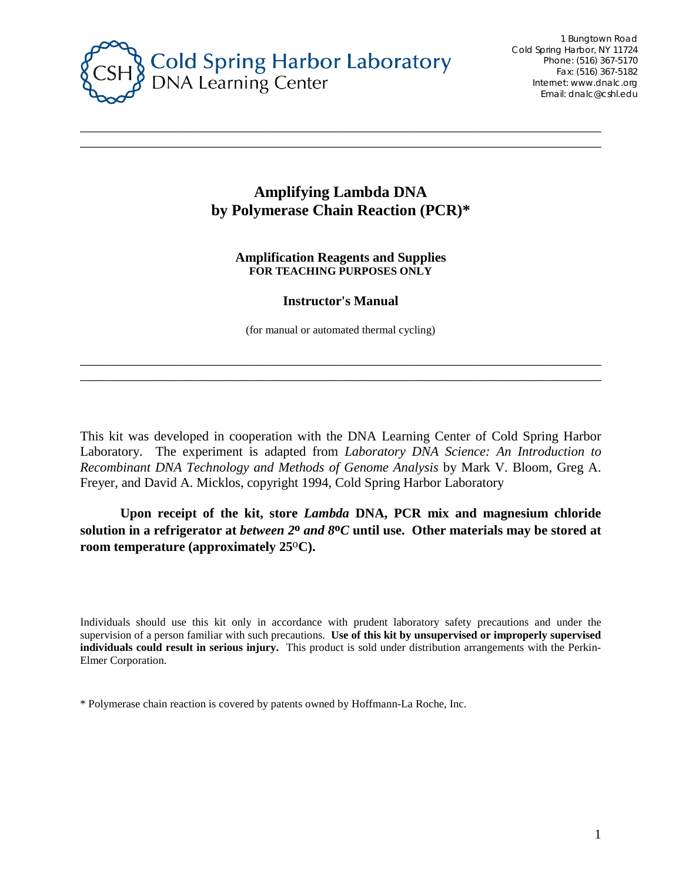Cold Spring Harbor Laboratory
DNA Learning Center

1 Bungtown Road
Cold Spring Harbor, NY 11724
Phone: (516) 367-5170
Fax: (516) 367-5182
Internet: www.dnalc.org
Email: dnalc@cshl.edu

---

# Amplifying Lambda DNA by Polymerase Chain Reaction (PCR)*

**Amplification Reagents and Supplies**
**FOR TEACHING PURPOSES ONLY**

**Instructor's Manual**

(for manual or automated thermal cycling)

---

This kit was developed in cooperation with the DNA Learning Center of Cold Spring Harbor Laboratory. The experiment is adapted from *Laboratory DNA Science: An Introduction to Recombinant DNA Technology and Methods of Genome Analysis* by Mark V. Bloom, Greg A. Freyer, and David A. Micklos, copyright 1994, Cold Spring Harbor Laboratory

**Upon receipt of the kit, store *Lambda* DNA, PCR mix and magnesium chloride solution in a refrigerator at *between 2º and 8ºC* until use. Other materials may be stored at room temperature (approximately 25ºC).**

Individuals should use this kit only in accordance with prudent laboratory safety precautions and under the supervision of a person familiar with such precautions. **Use of this kit by unsupervised or improperly supervised individuals could result in serious injury.** This product is sold under distribution arrangements with the Perkin-Elmer Corporation.

* Polymerase chain reaction is covered by patents owned by Hoffmann-La Roche, Inc.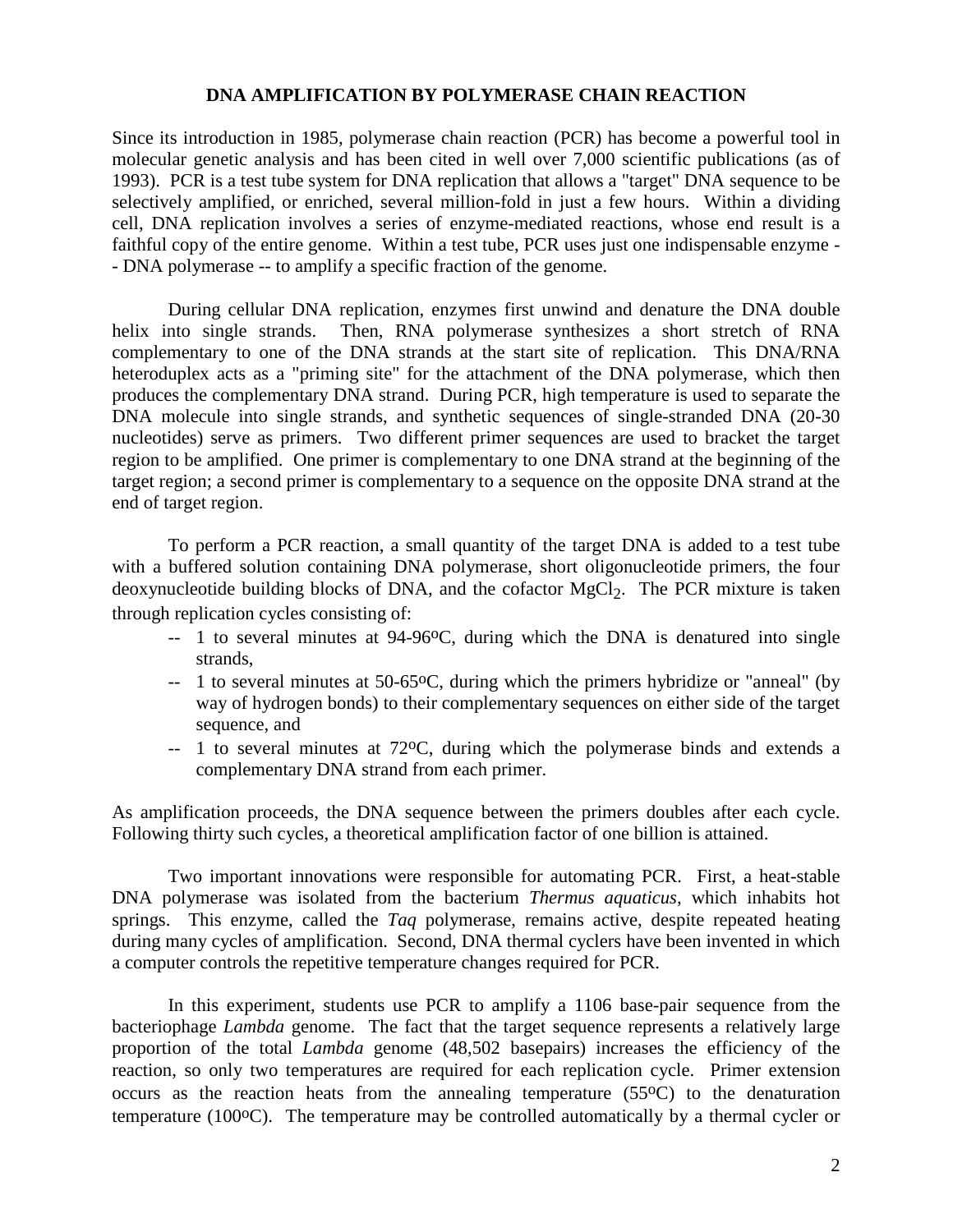## DNA AMPLIFICATION BY POLYMERASE CHAIN REACTION

Since its introduction in 1985, polymerase chain reaction (PCR) has become a powerful tool in molecular genetic analysis and has been cited in well over 7,000 scientific publications (as of 1993). PCR is a test tube system for DNA replication that allows a "target" DNA sequence to be selectively amplified, or enriched, several million-fold in just a few hours. Within a dividing cell, DNA replication involves a series of enzyme-mediated reactions, whose end result is a faithful copy of the entire genome. Within a test tube, PCR uses just one indispensable enzyme -- DNA polymerase -- to amplify a specific fraction of the genome.

During cellular DNA replication, enzymes first unwind and denature the DNA double helix into single strands. Then, RNA polymerase synthesizes a short stretch of RNA complementary to one of the DNA strands at the start site of replication. This DNA/RNA heteroduplex acts as a "priming site" for the attachment of the DNA polymerase, which then produces the complementary DNA strand. During PCR, high temperature is used to separate the DNA molecule into single strands, and synthetic sequences of single-stranded DNA (20-30 nucleotides) serve as primers. Two different primer sequences are used to bracket the target region to be amplified. One primer is complementary to one DNA strand at the beginning of the target region; a second primer is complementary to a sequence on the opposite DNA strand at the end of target region.

To perform a PCR reaction, a small quantity of the target DNA is added to a test tube with a buffered solution containing DNA polymerase, short oligonucleotide primers, the four deoxynucleotide building blocks of DNA, and the cofactor $MgCl_2$. The PCR mixture is taken through replication cycles consisting of:

- 1 to several minutes at 94-96°C, during which the DNA is denatured into single strands,
- 1 to several minutes at 50-65°C, during which the primers hybridize or "anneal" (by way of hydrogen bonds) to their complementary sequences on either side of the target sequence, and
- 1 to several minutes at 72°C, during which the polymerase binds and extends a complementary DNA strand from each primer.

As amplification proceeds, the DNA sequence between the primers doubles after each cycle. Following thirty such cycles, a theoretical amplification factor of one billion is attained.

Two important innovations were responsible for automating PCR. First, a heat-stable DNA polymerase was isolated from the bacterium *Thermus aquaticus*, which inhabits hot springs. This enzyme, called the *Taq* polymerase, remains active, despite repeated heating during many cycles of amplification. Second, DNA thermal cyclers have been invented in which a computer controls the repetitive temperature changes required for PCR.

In this experiment, students use PCR to amplify a 1106 base-pair sequence from the bacteriophage *Lambda* genome. The fact that the target sequence represents a relatively large proportion of the total *Lambda* genome (48,502 basepairs) increases the efficiency of the reaction, so only two temperatures are required for each replication cycle. Primer extension occurs as the reaction heats from the annealing temperature (55°C) to the denaturation temperature (100°C). The temperature may be controlled automatically by a thermal cycler or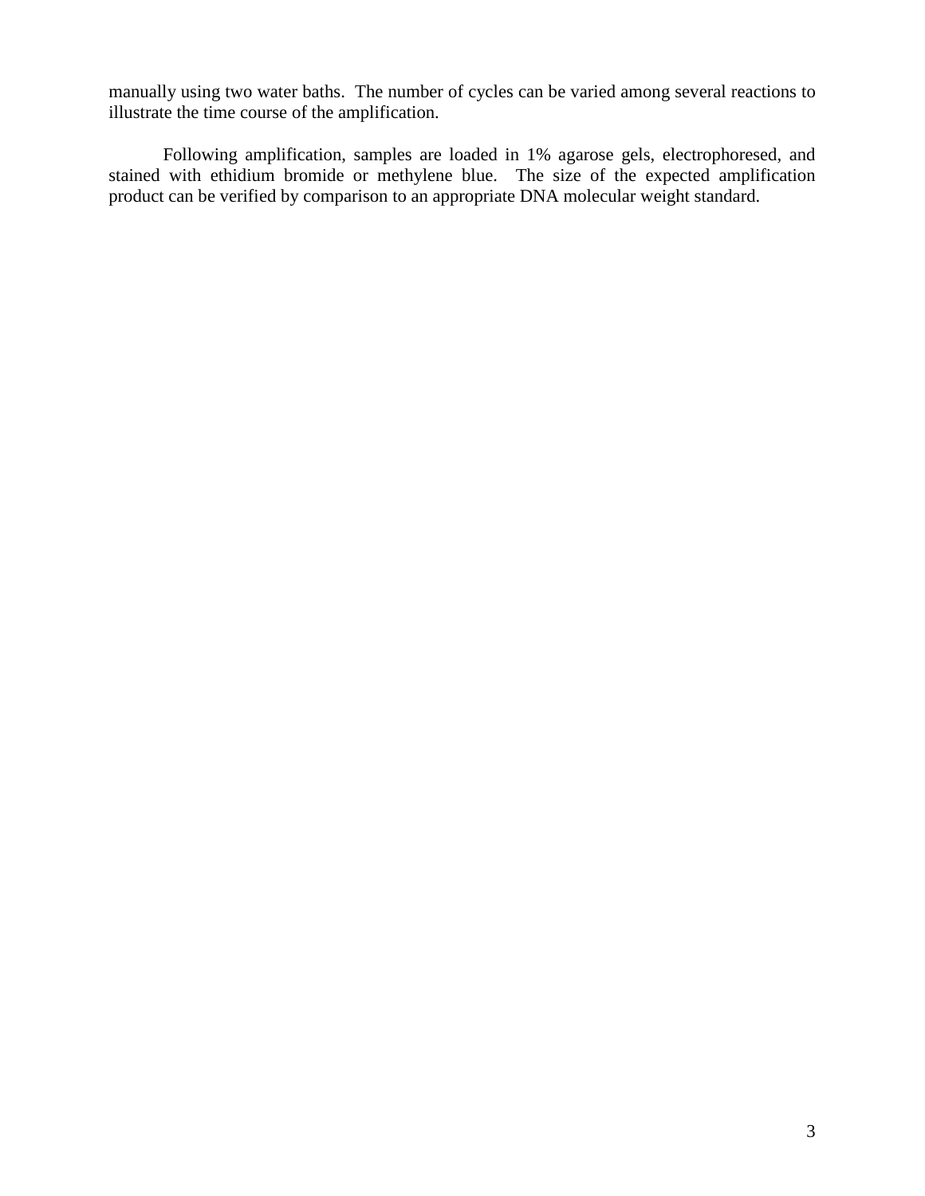manually using two water baths. The number of cycles can be varied among several reactions to illustrate the time course of the amplification.

Following amplification, samples are loaded in 1% agarose gels, electrophoresed, and stained with ethidium bromide or methylene blue. The size of the expected amplification product can be verified by comparison to an appropriate DNA molecular weight standard.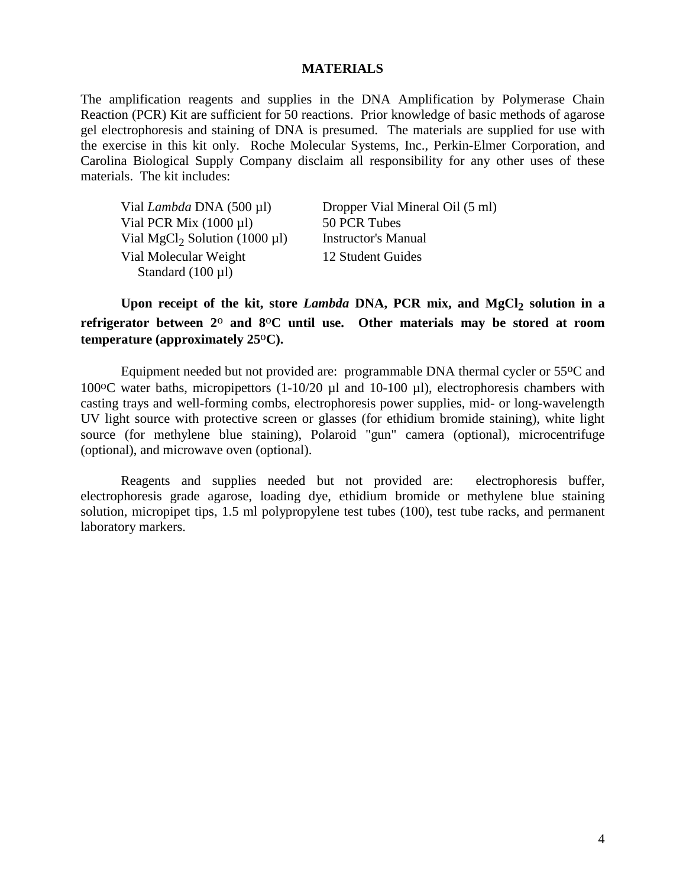## MATERIALS

The amplification reagents and supplies in the DNA Amplification by Polymerase Chain Reaction (PCR) Kit are sufficient for 50 reactions. Prior knowledge of basic methods of agarose gel electrophoresis and staining of DNA is presumed. The materials are supplied for use with the exercise in this kit only. Roche Molecular Systems, Inc., Perkin-Elmer Corporation, and Carolina Biological Supply Company disclaim all responsibility for any other uses of these materials. The kit includes:

- Vial *Lambda* DNA (500 µl)
- Vial PCR Mix (1000 µl)
- Vial $MgCl_2$ Solution (1000 µl)
- Vial Molecular Weight Standard (100 µl)
- Dropper Vial Mineral Oil (5 ml)
- 50 PCR Tubes
- Instructor's Manual
- 12 Student Guides

**Upon receipt of the kit, store *Lambda* DNA, PCR mix, and $MgCl_2$ solution in a refrigerator between 2$^{o}$ and 8$^{o}$C until use. Other materials may be stored at room temperature (approximately 25$^{o}$C).**

Equipment needed but not provided are: programmable DNA thermal cycler or 55$^{o}$C and 100$^{o}$C water baths, micropipettors (1-10/20 µl and 10-100 µl), electrophoresis chambers with casting trays and well-forming combs, electrophoresis power supplies, mid- or long-wavelength UV light source with protective screen or glasses (for ethidium bromide staining), white light source (for methylene blue staining), Polaroid "gun" camera (optional), microcentrifuge (optional), and microwave oven (optional).

Reagents and supplies needed but not provided are: electrophoresis buffer, electrophoresis grade agarose, loading dye, ethidium bromide or methylene blue staining solution, micropipet tips, 1.5 ml polypropylene test tubes (100), test tube racks, and permanent laboratory markers.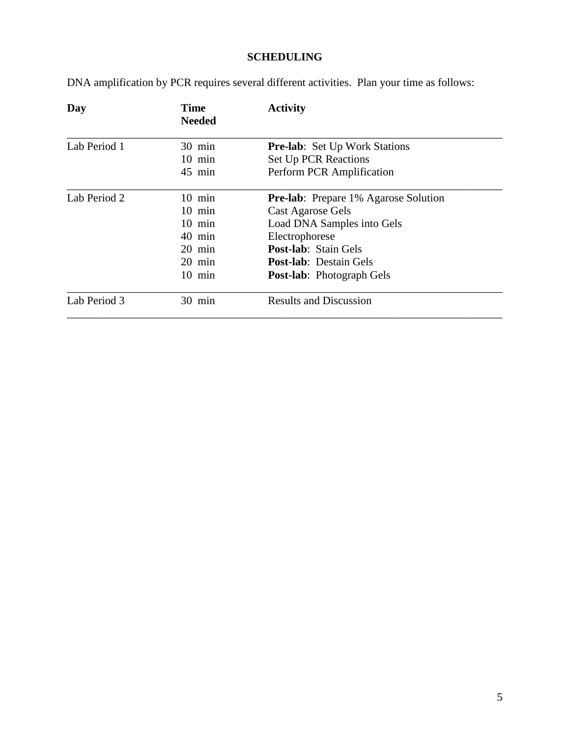## SCHEDULING

DNA amplification by PCR requires several different activities. Plan your time as follows:

| Day | Time Needed | Activity |
|---|---|---|
| Lab Period 1 | 30 min | **Pre-lab**: Set Up Work Stations |
| | 10 min | Set Up PCR Reactions |
| | 45 min | Perform PCR Amplification |
| Lab Period 2 | 10 min | **Pre-lab**: Prepare 1% Agarose Solution |
| | 10 min | Cast Agarose Gels |
| | 10 min | Load DNA Samples into Gels |
| | 40 min | Electrophorese |
| | 20 min | **Post-lab**: Stain Gels |
| | 20 min | **Post-lab**: Destain Gels |
| | 10 min | **Post-lab**: Photograph Gels |
| Lab Period 3 | 30 min | Results and Discussion |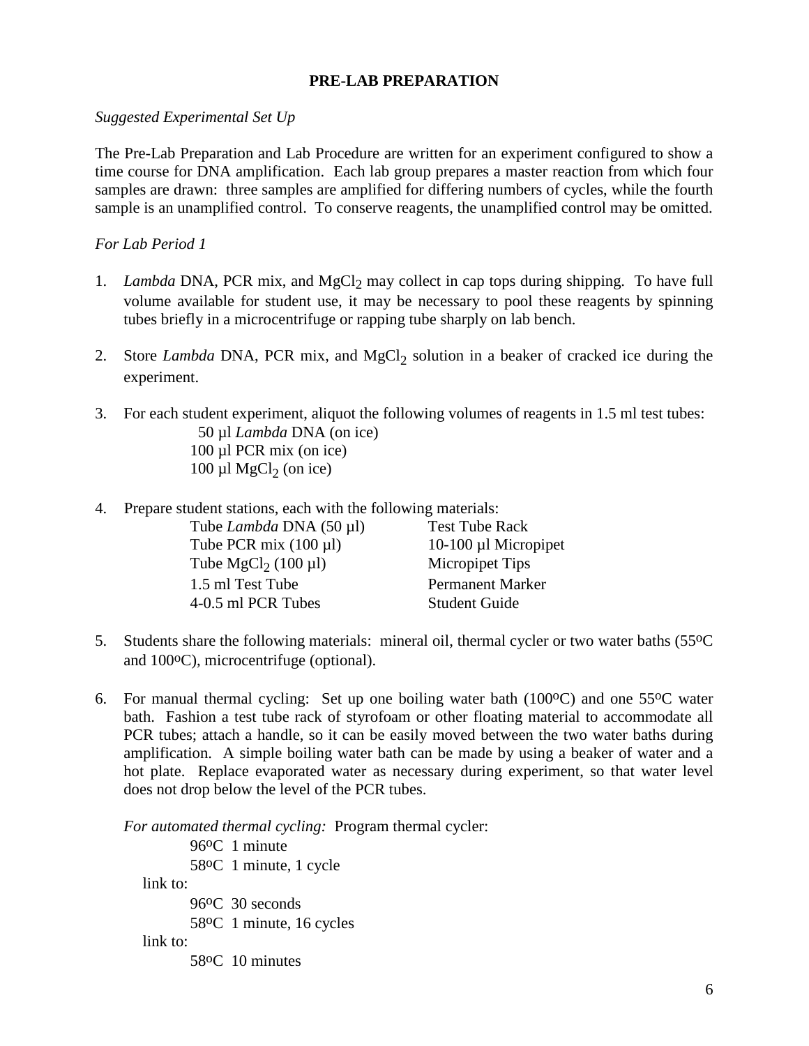# PRE-LAB PREPARATION

*Suggested Experimental Set Up*

The Pre-Lab Preparation and Lab Procedure are written for an experiment configured to show a time course for DNA amplification. Each lab group prepares a master reaction from which four samples are drawn: three samples are amplified for differing numbers of cycles, while the fourth sample is an unamplified control. To conserve reagents, the unamplified control may be omitted.

*For Lab Period 1*

1. *Lambda* DNA, PCR mix, and $MgCl_2$ may collect in cap tops during shipping. To have full volume available for student use, it may be necessary to pool these reagents by spinning tubes briefly in a microcentrifuge or rapping tube sharply on lab bench.

2. Store *Lambda* DNA, PCR mix, and $MgCl_2$ solution in a beaker of cracked ice during the experiment.

3. For each student experiment, aliquot the following volumes of reagents in 1.5 ml test tubes:
   - 50 µl *Lambda* DNA (on ice)
   - 100 µl PCR mix (on ice)
   - 100 µl $MgCl_2$ (on ice)

4. Prepare student stations, each with the following materials:

| | |
|---|---|
| Tube *Lambda* DNA (50 µl) | Test Tube Rack |
| Tube PCR mix (100 µl) | 10-100 µl Micropipet |
| Tube $MgCl_2$ (100 µl) | Micropipet Tips |
| 1.5 ml Test Tube | Permanent Marker |
| 4-0.5 ml PCR Tubes | Student Guide |

5. Students share the following materials: mineral oil, thermal cycler or two water baths (55ºC and 100ºC), microcentrifuge (optional).

6. For manual thermal cycling: Set up one boiling water bath (100ºC) and one 55ºC water bath. Fashion a test tube rack of styrofoam or other floating material to accommodate all PCR tubes; attach a handle, so it can be easily moved between the two water baths during amplification. A simple boiling water bath can be made by using a beaker of water and a hot plate. Replace evaporated water as necessary during experiment, so that water level does not drop below the level of the PCR tubes.

   *For automated thermal cycling:* Program thermal cycler:

   96ºC 1 minute
   58ºC 1 minute, 1 cycle

   link to:

   96ºC 30 seconds
   58ºC 1 minute, 16 cycles

   link to:

   58ºC 10 minutes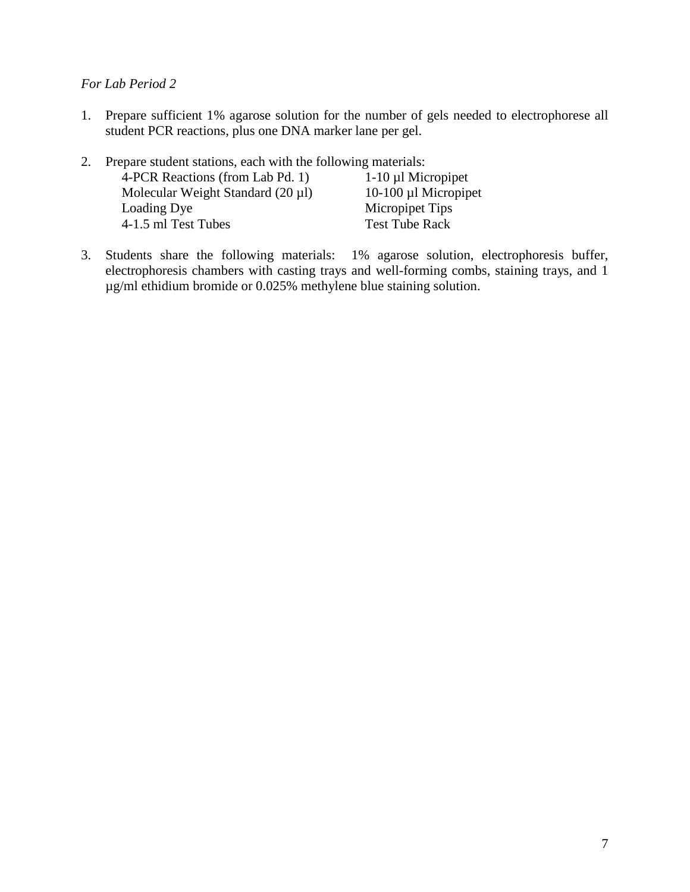*For Lab Period 2*

1. Prepare sufficient 1% agarose solution for the number of gels needed to electrophorese all student PCR reactions, plus one DNA marker lane per gel.

2. Prepare student stations, each with the following materials:

| | |
|---|---|
| 4-PCR Reactions (from Lab Pd. 1) | 1-10 µl Micropipet |
| Molecular Weight Standard (20 µl) | 10-100 µl Micropipet |
| Loading Dye | Micropipet Tips |
| 4-1.5 ml Test Tubes | Test Tube Rack |

3. Students share the following materials: 1% agarose solution, electrophoresis buffer, electrophoresis chambers with casting trays and well-forming combs, staining trays, and 1 µg/ml ethidium bromide or 0.025% methylene blue staining solution.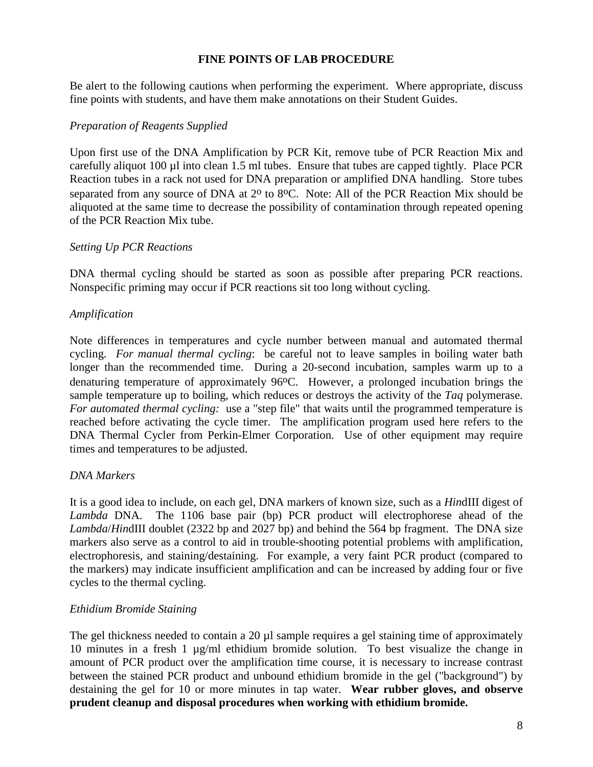## FINE POINTS OF LAB PROCEDURE

Be alert to the following cautions when performing the experiment. Where appropriate, discuss fine points with students, and have them make annotations on their Student Guides.

### *Preparation of Reagents Supplied*

Upon first use of the DNA Amplification by PCR Kit, remove tube of PCR Reaction Mix and carefully aliquot 100 µl into clean 1.5 ml tubes. Ensure that tubes are capped tightly. Place PCR Reaction tubes in a rack not used for DNA preparation or amplified DNA handling. Store tubes separated from any source of DNA at 2º to 8ºC. Note: All of the PCR Reaction Mix should be aliquoted at the same time to decrease the possibility of contamination through repeated opening of the PCR Reaction Mix tube.

### *Setting Up PCR Reactions*

DNA thermal cycling should be started as soon as possible after preparing PCR reactions. Nonspecific priming may occur if PCR reactions sit too long without cycling.

### *Amplification*

Note differences in temperatures and cycle number between manual and automated thermal cycling. *For manual thermal cycling*: be careful not to leave samples in boiling water bath longer than the recommended time. During a 20-second incubation, samples warm up to a denaturing temperature of approximately 96ºC. However, a prolonged incubation brings the sample temperature up to boiling, which reduces or destroys the activity of the *Taq* polymerase. *For automated thermal cycling:* use a "step file" that waits until the programmed temperature is reached before activating the cycle timer. The amplification program used here refers to the DNA Thermal Cycler from Perkin-Elmer Corporation. Use of other equipment may require times and temperatures to be adjusted.

### *DNA Markers*

It is a good idea to include, on each gel, DNA markers of known size, such as a *Hin*dIII digest of *Lambda* DNA. The 1106 base pair (bp) PCR product will electrophorese ahead of the *Lambda*/*Hin*dIII doublet (2322 bp and 2027 bp) and behind the 564 bp fragment. The DNA size markers also serve as a control to aid in trouble-shooting potential problems with amplification, electrophoresis, and staining/destaining. For example, a very faint PCR product (compared to the markers) may indicate insufficient amplification and can be increased by adding four or five cycles to the thermal cycling.

### *Ethidium Bromide Staining*

The gel thickness needed to contain a 20 µl sample requires a gel staining time of approximately 10 minutes in a fresh 1 µg/ml ethidium bromide solution. To best visualize the change in amount of PCR product over the amplification time course, it is necessary to increase contrast between the stained PCR product and unbound ethidium bromide in the gel ("background") by destaining the gel for 10 or more minutes in tap water. **Wear rubber gloves, and observe prudent cleanup and disposal procedures when working with ethidium bromide.**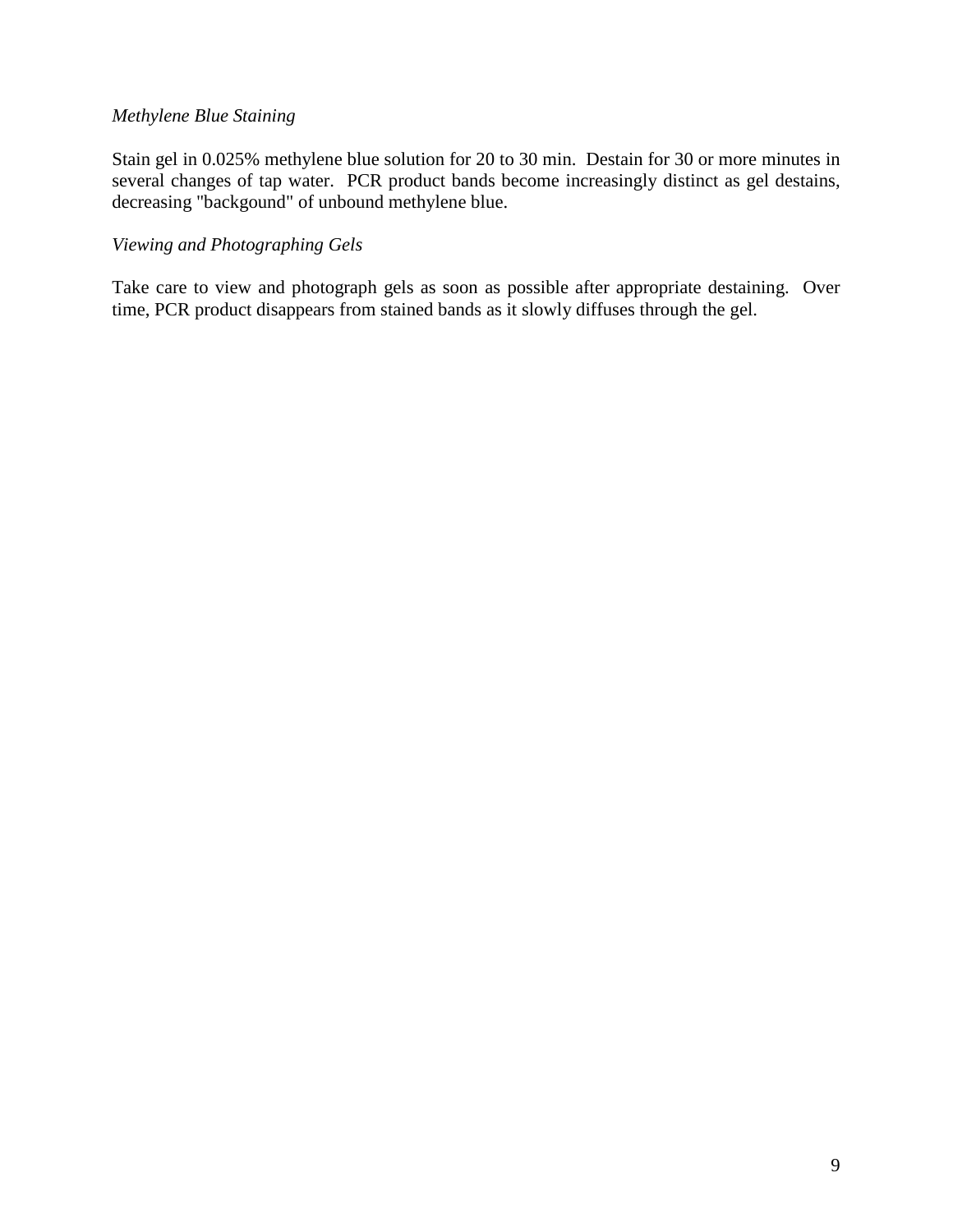*Methylene Blue Staining*

Stain gel in 0.025% methylene blue solution for 20 to 30 min. Destain for 30 or more minutes in several changes of tap water. PCR product bands become increasingly distinct as gel destains, decreasing "backgound" of unbound methylene blue.

*Viewing and Photographing Gels*

Take care to view and photograph gels as soon as possible after appropriate destaining. Over time, PCR product disappears from stained bands as it slowly diffuses through the gel.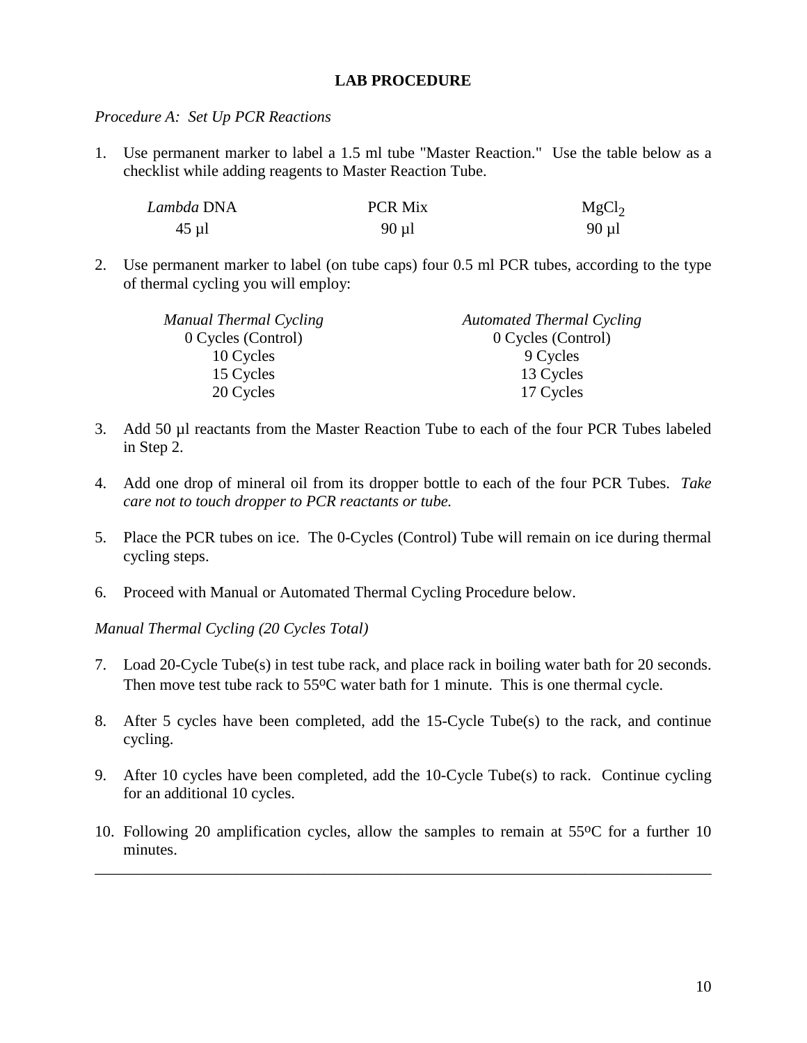## LAB PROCEDURE

*Procedure A: Set Up PCR Reactions*

1. Use permanent marker to label a 1.5 ml tube "Master Reaction." Use the table below as a checklist while adding reagents to Master Reaction Tube.

| *Lambda* DNA | PCR Mix | $MgCl_2$ |
|---|---|---|
| 45 µl | 90 µl | 90 µl |

2. Use permanent marker to label (on tube caps) four 0.5 ml PCR tubes, according to the type of thermal cycling you will employ:

| *Manual Thermal Cycling* | *Automated Thermal Cycling* |
|---|---|
| 0 Cycles (Control) | 0 Cycles (Control) |
| 10 Cycles | 9 Cycles |
| 15 Cycles | 13 Cycles |
| 20 Cycles | 17 Cycles |

3. Add 50 µl reactants from the Master Reaction Tube to each of the four PCR Tubes labeled in Step 2.

4. Add one drop of mineral oil from its dropper bottle to each of the four PCR Tubes. *Take care not to touch dropper to PCR reactants or tube.*

5. Place the PCR tubes on ice. The 0-Cycles (Control) Tube will remain on ice during thermal cycling steps.

6. Proceed with Manual or Automated Thermal Cycling Procedure below.

*Manual Thermal Cycling (20 Cycles Total)*

7. Load 20-Cycle Tube(s) in test tube rack, and place rack in boiling water bath for 20 seconds. Then move test tube rack to 55ºC water bath for 1 minute. This is one thermal cycle.

8. After 5 cycles have been completed, add the 15-Cycle Tube(s) to the rack, and continue cycling.

9. After 10 cycles have been completed, add the 10-Cycle Tube(s) to rack. Continue cycling for an additional 10 cycles.

10. Following 20 amplification cycles, allow the samples to remain at 55ºC for a further 10 minutes.

---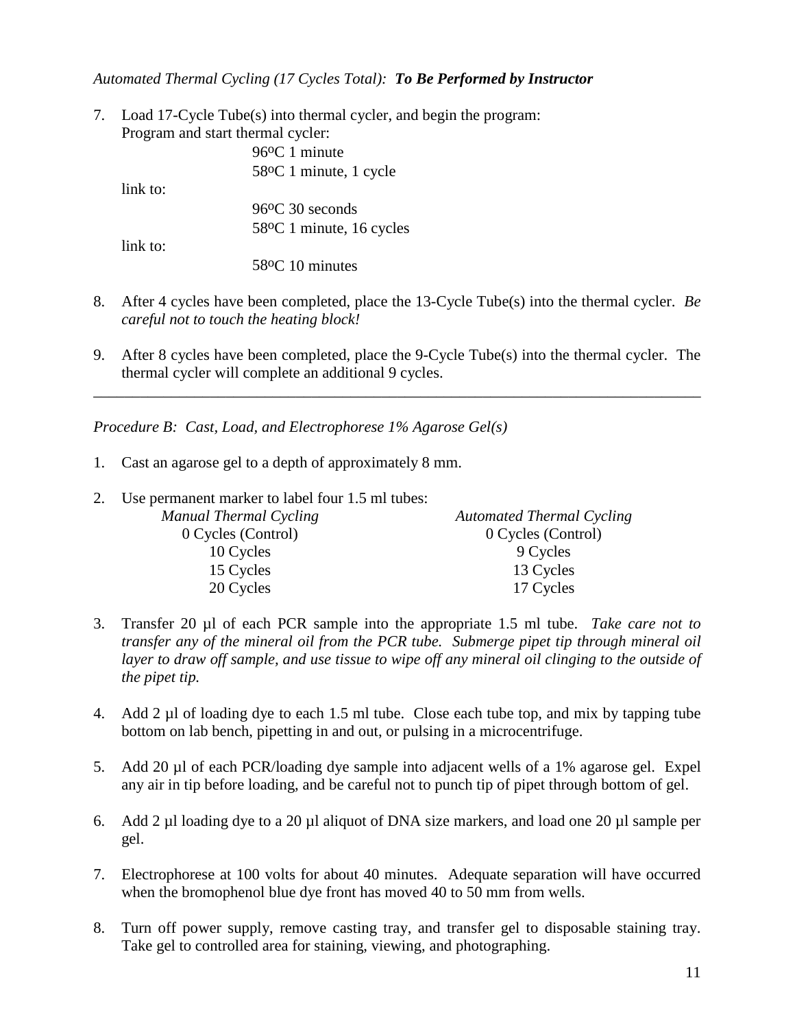*Automated Thermal Cycling (17 Cycles Total): **To Be Performed by Instructor***

7. Load 17-Cycle Tube(s) into thermal cycler, and begin the program:
   Program and start thermal cycler:
   
   96ºC 1 minute
   58ºC 1 minute, 1 cycle
   
   link to:
   
   96ºC 30 seconds
   58ºC 1 minute, 16 cycles
   
   link to:
   
   58ºC 10 minutes

8. After 4 cycles have been completed, place the 13-Cycle Tube(s) into the thermal cycler. *Be careful not to touch the heating block!*

9. After 8 cycles have been completed, place the 9-Cycle Tube(s) into the thermal cycler. The thermal cycler will complete an additional 9 cycles.

---

*Procedure B: Cast, Load, and Electrophorese 1% Agarose Gel(s)*

1. Cast an agarose gel to a depth of approximately 8 mm.

2. Use permanent marker to label four 1.5 ml tubes:

| *Manual Thermal Cycling* | *Automated Thermal Cycling* |
|---|---|
| 0 Cycles (Control) | 0 Cycles (Control) |
| 10 Cycles | 9 Cycles |
| 15 Cycles | 13 Cycles |
| 20 Cycles | 17 Cycles |

3. Transfer 20 µl of each PCR sample into the appropriate 1.5 ml tube. *Take care not to transfer any of the mineral oil from the PCR tube. Submerge pipet tip through mineral oil layer to draw off sample, and use tissue to wipe off any mineral oil clinging to the outside of the pipet tip.*

4. Add 2 µl of loading dye to each 1.5 ml tube. Close each tube top, and mix by tapping tube bottom on lab bench, pipetting in and out, or pulsing in a microcentrifuge.

5. Add 20 µl of each PCR/loading dye sample into adjacent wells of a 1% agarose gel. Expel any air in tip before loading, and be careful not to punch tip of pipet through bottom of gel.

6. Add 2 µl loading dye to a 20 µl aliquot of DNA size markers, and load one 20 µl sample per gel.

7. Electrophorese at 100 volts for about 40 minutes. Adequate separation will have occurred when the bromophenol blue dye front has moved 40 to 50 mm from wells.

8. Turn off power supply, remove casting tray, and transfer gel to disposable staining tray. Take gel to controlled area for staining, viewing, and photographing.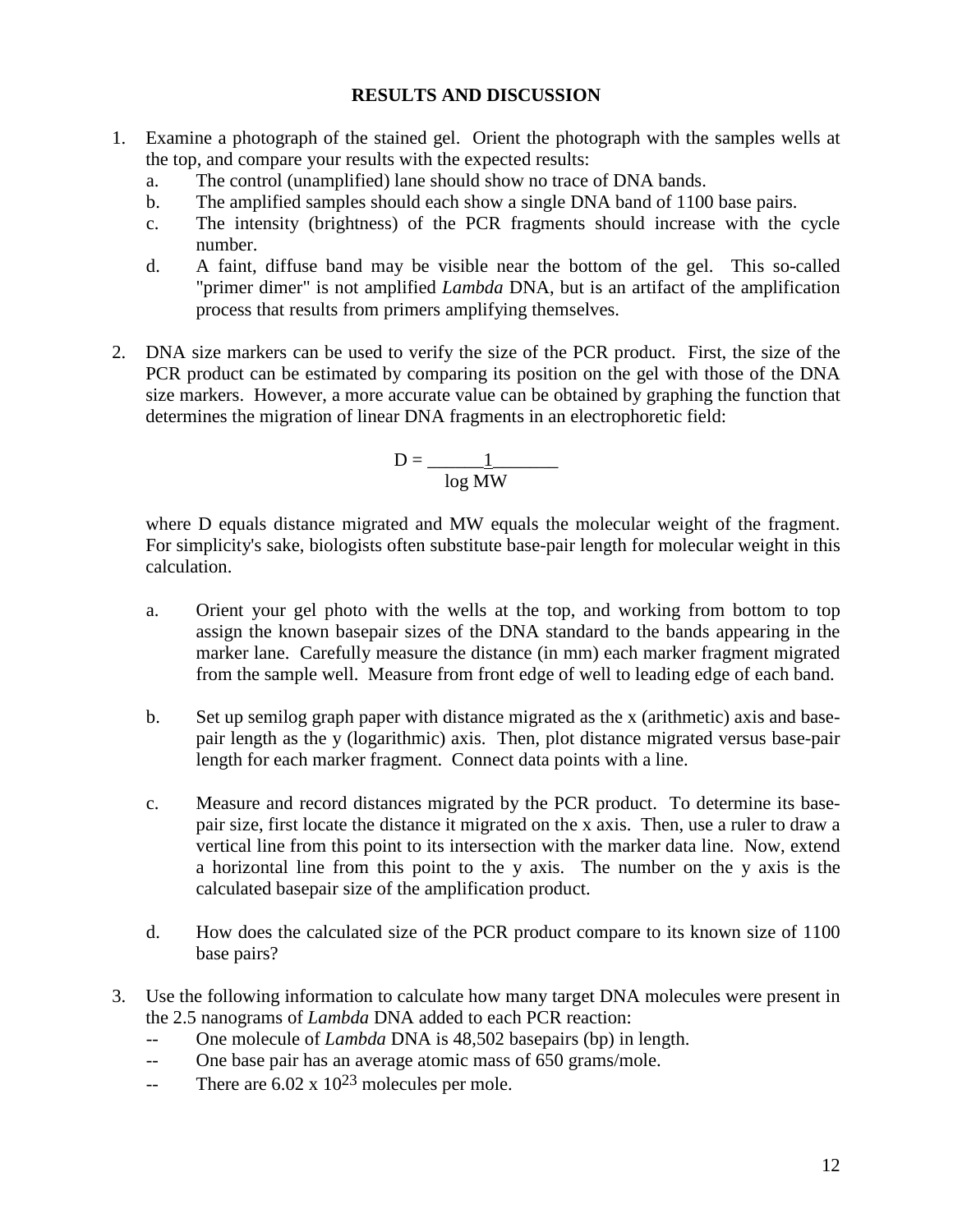## RESULTS AND DISCUSSION

1. Examine a photograph of the stained gel. Orient the photograph with the samples wells at the top, and compare your results with the expected results:
   a. The control (unamplified) lane should show no trace of DNA bands.
   b. The amplified samples should each show a single DNA band of 1100 base pairs.
   c. The intensity (brightness) of the PCR fragments should increase with the cycle number.
   d. A faint, diffuse band may be visible near the bottom of the gel. This so-called "primer dimer" is not amplified *Lambda* DNA, but is an artifact of the amplification process that results from primers amplifying themselves.

2. DNA size markers can be used to verify the size of the PCR product. First, the size of the PCR product can be estimated by comparing its position on the gel with those of the DNA size markers. However, a more accurate value can be obtained by graphing the function that determines the migration of linear DNA fragments in an electrophoretic field:

$$D = \frac{1}{\log MW}$$

   where D equals distance migrated and MW equals the molecular weight of the fragment. For simplicity's sake, biologists often substitute base-pair length for molecular weight in this calculation.

   a. Orient your gel photo with the wells at the top, and working from bottom to top assign the known basepair sizes of the DNA standard to the bands appearing in the marker lane. Carefully measure the distance (in mm) each marker fragment migrated from the sample well. Measure from front edge of well to leading edge of each band.

   b. Set up semilog graph paper with distance migrated as the x (arithmetic) axis and base-pair length as the y (logarithmic) axis. Then, plot distance migrated versus base-pair length for each marker fragment. Connect data points with a line.

   c. Measure and record distances migrated by the PCR product. To determine its base-pair size, first locate the distance it migrated on the x axis. Then, use a ruler to draw a vertical line from this point to its intersection with the marker data line. Now, extend a horizontal line from this point to the y axis. The number on the y axis is the calculated basepair size of the amplification product.

   d. How does the calculated size of the PCR product compare to its known size of 1100 base pairs?

3. Use the following information to calculate how many target DNA molecules were present in the 2.5 nanograms of *Lambda* DNA added to each PCR reaction:
   -- One molecule of *Lambda* DNA is 48,502 basepairs (bp) in length.
   -- One base pair has an average atomic mass of 650 grams/mole.
   -- There are $6.02 \times 10^{23}$ molecules per mole.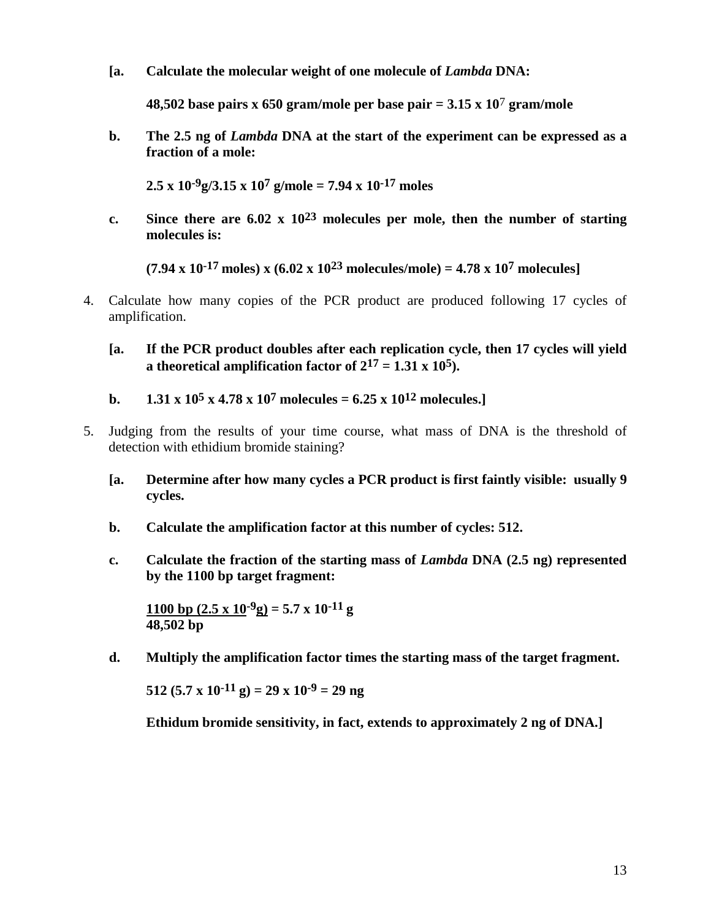**[a. Calculate the molecular weight of one molecule of *Lambda* DNA:**

**48,502 base pairs x 650 gram/mole per base pair = $3.15 \times 10^7$ gram/mole**

**b. The 2.5 ng of *Lambda* DNA at the start of the experiment can be expressed as a fraction of a mole:**

**$2.5 \times 10^{-9}$g/$3.15 \times 10^7$ g/mole = $7.94 \times 10^{-17}$ moles**

**c. Since there are $6.02 \times 10^{23}$ molecules per mole, then the number of starting molecules is:**

**($7.94 \times 10^{-17}$ moles) x ($6.02 \times 10^{23}$ molecules/mole) = $4.78 \times 10^7$ molecules]**

4. Calculate how many copies of the PCR product are produced following 17 cycles of amplification.

   **[a. If the PCR product doubles after each replication cycle, then 17 cycles will yield a theoretical amplification factor of $2^{17} = 1.31 \times 10^5$).**

   **b. $1.31 \times 10^5 \times 4.78 \times 10^7$ molecules = $6.25 \times 10^{12}$ molecules.]**

5. Judging from the results of your time course, what mass of DNA is the threshold of detection with ethidium bromide staining?

   **[a. Determine after how many cycles a PCR product is first faintly visible: usually 9 cycles.**

   **b. Calculate the amplification factor at this number of cycles: 512.**

   **c. Calculate the fraction of the starting mass of *Lambda* DNA (2.5 ng) represented by the 1100 bp target fragment:**

   $$\frac{1100 \text{ bp } (2.5 \times 10^{-9}\text{g})}{48{,}502 \text{ bp}} = 5.7 \times 10^{-11} \text{ g}$$

   **d. Multiply the amplification factor times the starting mass of the target fragment.**

   **512 ($5.7 \times 10^{-11}$ g) = $29 \times 10^{-9}$ = 29 ng**

   **Ethidum bromide sensitivity, in fact, extends to approximately 2 ng of DNA.]**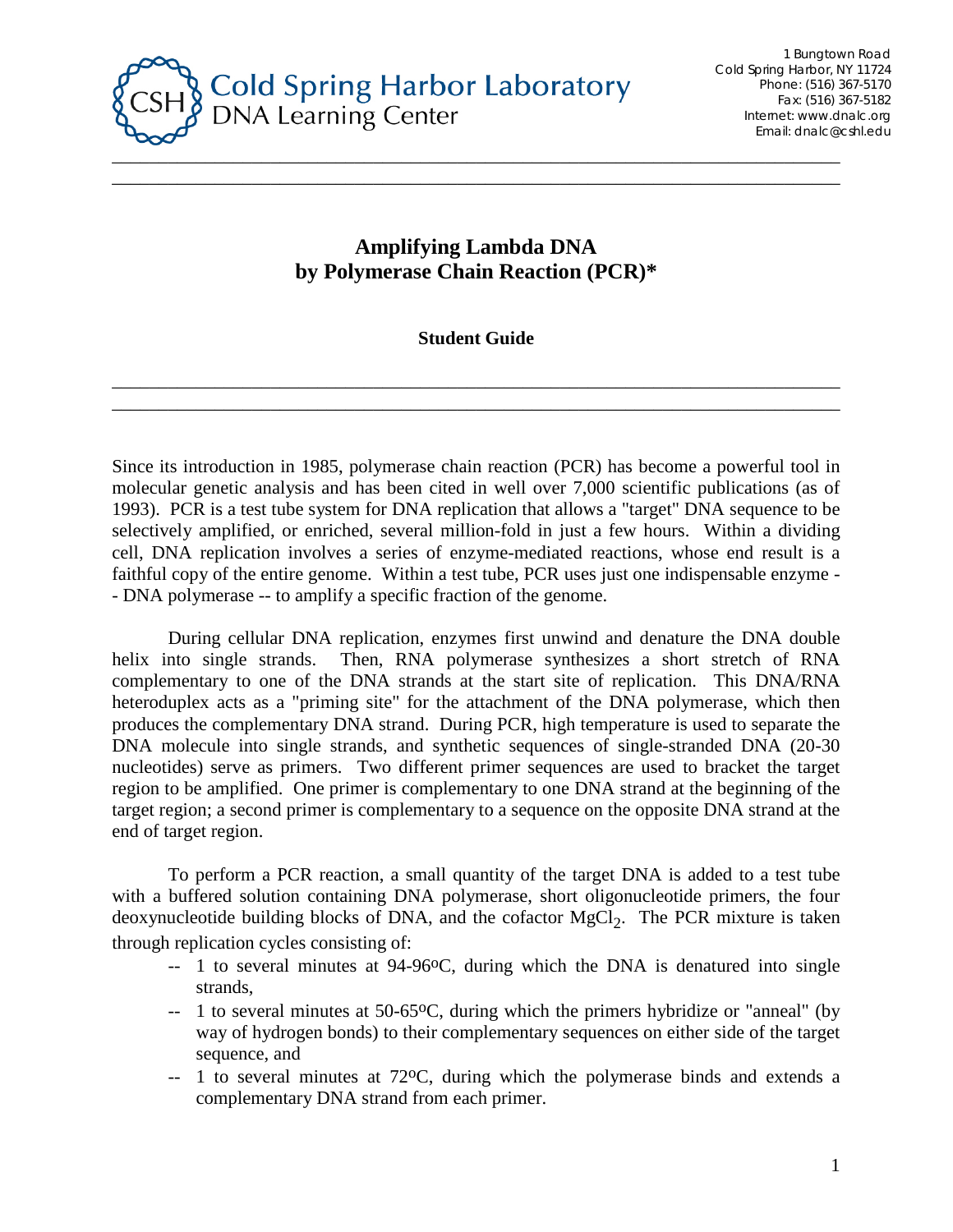Cold Spring Harbor Laboratory
DNA Learning Center

1 Bungtown Road
Cold Spring Harbor, NY 11724
Phone: (516) 367-5170
Fax: (516) 367-5182
Internet: www.dnalc.org
Email: dnalc@cshl.edu

# Amplifying Lambda DNA by Polymerase Chain Reaction (PCR)*

## Student Guide

Since its introduction in 1985, polymerase chain reaction (PCR) has become a powerful tool in molecular genetic analysis and has been cited in well over 7,000 scientific publications (as of 1993). PCR is a test tube system for DNA replication that allows a "target" DNA sequence to be selectively amplified, or enriched, several million-fold in just a few hours. Within a dividing cell, DNA replication involves a series of enzyme-mediated reactions, whose end result is a faithful copy of the entire genome. Within a test tube, PCR uses just one indispensable enzyme -- DNA polymerase -- to amplify a specific fraction of the genome.

During cellular DNA replication, enzymes first unwind and denature the DNA double helix into single strands. Then, RNA polymerase synthesizes a short stretch of RNA complementary to one of the DNA strands at the start site of replication. This DNA/RNA heteroduplex acts as a "priming site" for the attachment of the DNA polymerase, which then produces the complementary DNA strand. During PCR, high temperature is used to separate the DNA molecule into single strands, and synthetic sequences of single-stranded DNA (20-30 nucleotides) serve as primers. Two different primer sequences are used to bracket the target region to be amplified. One primer is complementary to one DNA strand at the beginning of the target region; a second primer is complementary to a sequence on the opposite DNA strand at the end of target region.

To perform a PCR reaction, a small quantity of the target DNA is added to a test tube with a buffered solution containing DNA polymerase, short oligonucleotide primers, the four deoxynucleotide building blocks of DNA, and the cofactor $MgCl_2$. The PCR mixture is taken through replication cycles consisting of:

- -- 1 to several minutes at 94-96°C, during which the DNA is denatured into single strands,
- -- 1 to several minutes at 50-65°C, during which the primers hybridize or "anneal" (by way of hydrogen bonds) to their complementary sequences on either side of the target sequence, and
- -- 1 to several minutes at 72°C, during which the polymerase binds and extends a complementary DNA strand from each primer.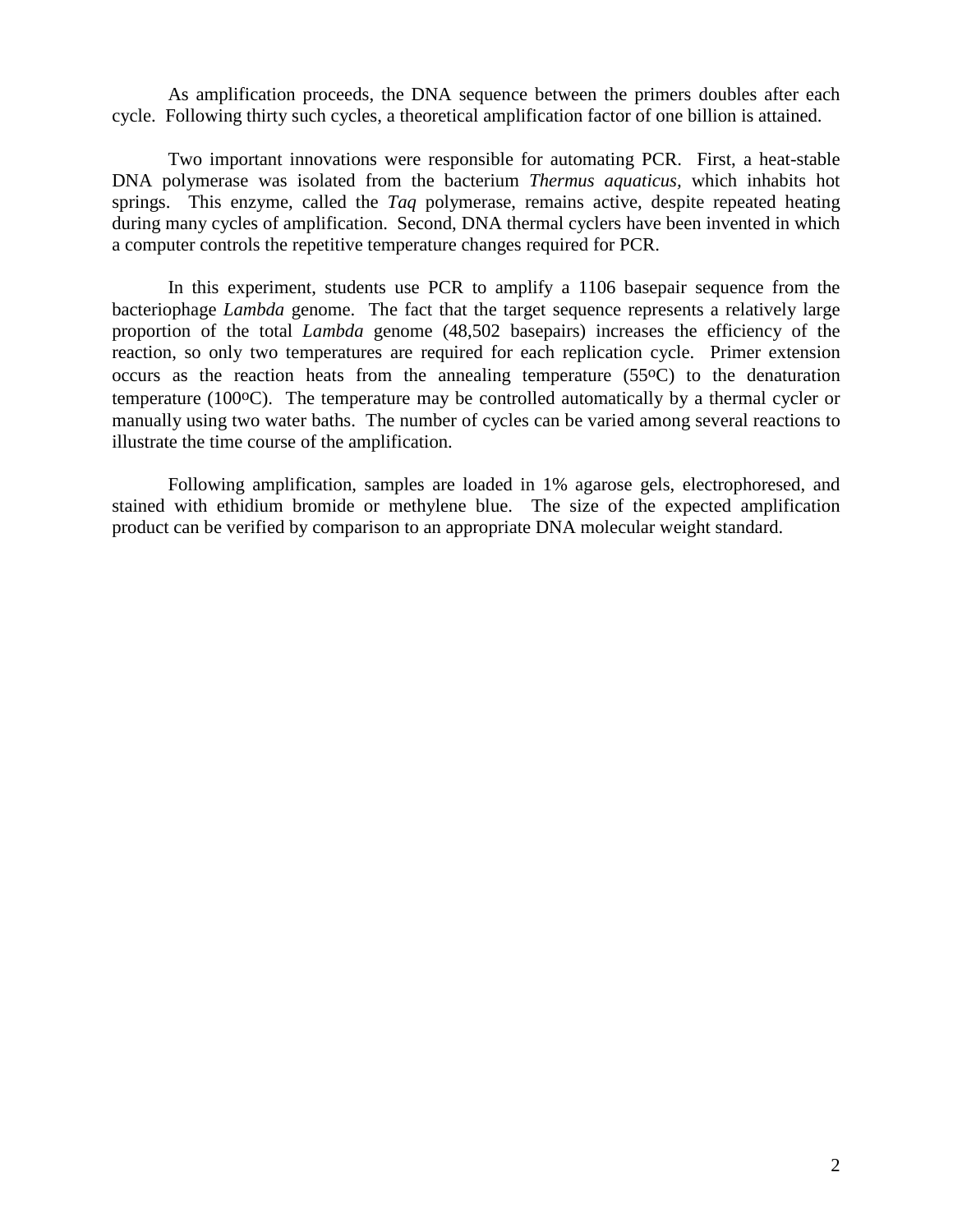As amplification proceeds, the DNA sequence between the primers doubles after each cycle. Following thirty such cycles, a theoretical amplification factor of one billion is attained.

Two important innovations were responsible for automating PCR. First, a heat-stable DNA polymerase was isolated from the bacterium *Thermus aquaticus,* which inhabits hot springs. This enzyme, called the *Taq* polymerase, remains active, despite repeated heating during many cycles of amplification. Second, DNA thermal cyclers have been invented in which a computer controls the repetitive temperature changes required for PCR.

In this experiment, students use PCR to amplify a 1106 basepair sequence from the bacteriophage *Lambda* genome. The fact that the target sequence represents a relatively large proportion of the total *Lambda* genome (48,502 basepairs) increases the efficiency of the reaction, so only two temperatures are required for each replication cycle. Primer extension occurs as the reaction heats from the annealing temperature (55$^{o}$C) to the denaturation temperature (100$^{o}$C). The temperature may be controlled automatically by a thermal cycler or manually using two water baths. The number of cycles can be varied among several reactions to illustrate the time course of the amplification.

Following amplification, samples are loaded in 1% agarose gels, electrophoresed, and stained with ethidium bromide or methylene blue. The size of the expected amplification product can be verified by comparison to an appropriate DNA molecular weight standard.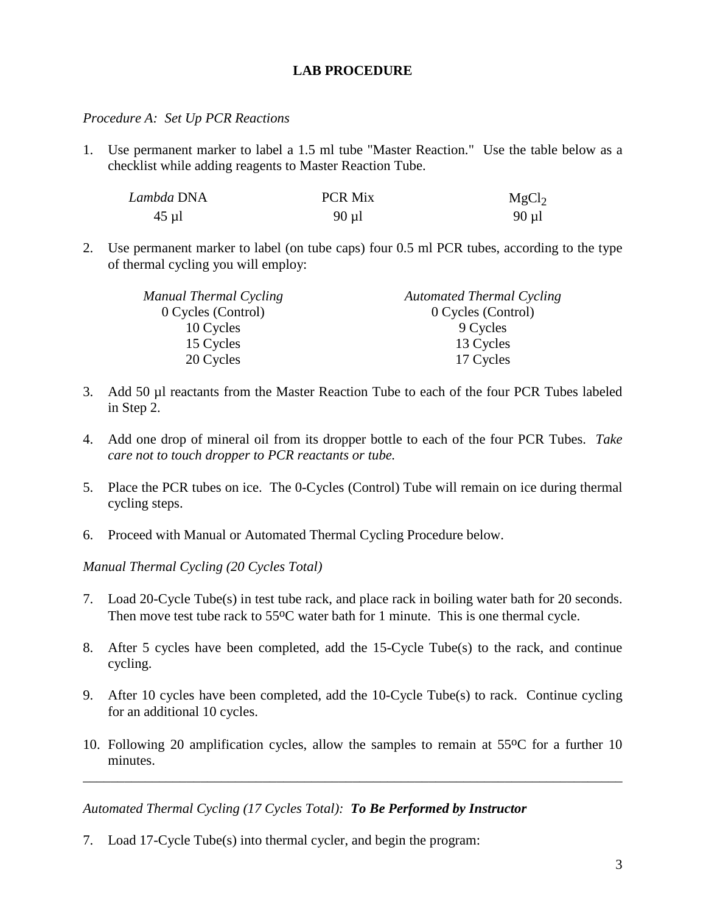## LAB PROCEDURE

*Procedure A: Set Up PCR Reactions*

1. Use permanent marker to label a 1.5 ml tube "Master Reaction." Use the table below as a checklist while adding reagents to Master Reaction Tube.

| *Lambda* DNA | PCR Mix | $MgCl_2$ |
|---|---|---|
| 45 µl | 90 µl | 90 µl |

2. Use permanent marker to label (on tube caps) four 0.5 ml PCR tubes, according to the type of thermal cycling you will employ:

| *Manual Thermal Cycling* | *Automated Thermal Cycling* |
|---|---|
| 0 Cycles (Control) | 0 Cycles (Control) |
| 10 Cycles | 9 Cycles |
| 15 Cycles | 13 Cycles |
| 20 Cycles | 17 Cycles |

3. Add 50 µl reactants from the Master Reaction Tube to each of the four PCR Tubes labeled in Step 2.

4. Add one drop of mineral oil from its dropper bottle to each of the four PCR Tubes. *Take care not to touch dropper to PCR reactants or tube.*

5. Place the PCR tubes on ice. The 0-Cycles (Control) Tube will remain on ice during thermal cycling steps.

6. Proceed with Manual or Automated Thermal Cycling Procedure below.

*Manual Thermal Cycling (20 Cycles Total)*

7. Load 20-Cycle Tube(s) in test tube rack, and place rack in boiling water bath for 20 seconds. Then move test tube rack to 55ºC water bath for 1 minute. This is one thermal cycle.

8. After 5 cycles have been completed, add the 15-Cycle Tube(s) to the rack, and continue cycling.

9. After 10 cycles have been completed, add the 10-Cycle Tube(s) to rack. Continue cycling for an additional 10 cycles.

10. Following 20 amplification cycles, allow the samples to remain at 55ºC for a further 10 minutes.

---

*Automated Thermal Cycling (17 Cycles Total):* ***To Be Performed by Instructor***

7. Load 17-Cycle Tube(s) into thermal cycler, and begin the program: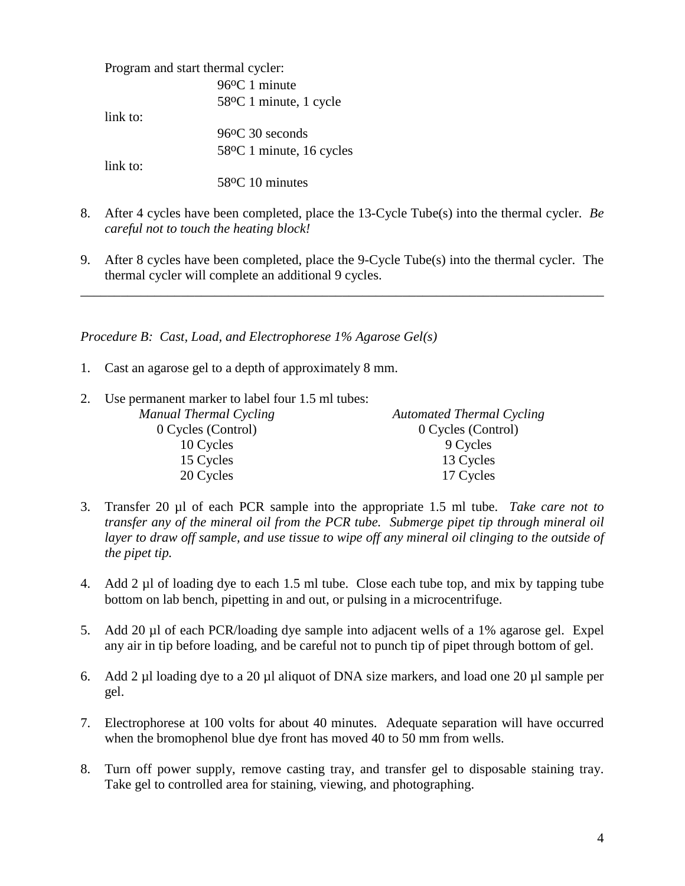Program and start thermal cycler:

96ºC 1 minute
58ºC 1 minute, 1 cycle

link to:

96ºC 30 seconds
58ºC 1 minute, 16 cycles

link to:

58ºC 10 minutes

8. After 4 cycles have been completed, place the 13-Cycle Tube(s) into the thermal cycler. *Be careful not to touch the heating block!*

9. After 8 cycles have been completed, place the 9-Cycle Tube(s) into the thermal cycler. The thermal cycler will complete an additional 9 cycles.

---

*Procedure B: Cast, Load, and Electrophorese 1% Agarose Gel(s)*

1. Cast an agarose gel to a depth of approximately 8 mm.

2. Use permanent marker to label four 1.5 ml tubes:

| *Manual Thermal Cycling* | *Automated Thermal Cycling* |
|---|---|
| 0 Cycles (Control) | 0 Cycles (Control) |
| 10 Cycles | 9 Cycles |
| 15 Cycles | 13 Cycles |
| 20 Cycles | 17 Cycles |

3. Transfer 20 µl of each PCR sample into the appropriate 1.5 ml tube. *Take care not to transfer any of the mineral oil from the PCR tube. Submerge pipet tip through mineral oil layer to draw off sample, and use tissue to wipe off any mineral oil clinging to the outside of the pipet tip.*

4. Add 2 µl of loading dye to each 1.5 ml tube. Close each tube top, and mix by tapping tube bottom on lab bench, pipetting in and out, or pulsing in a microcentrifuge.

5. Add 20 µl of each PCR/loading dye sample into adjacent wells of a 1% agarose gel. Expel any air in tip before loading, and be careful not to punch tip of pipet through bottom of gel.

6. Add 2 µl loading dye to a 20 µl aliquot of DNA size markers, and load one 20 µl sample per gel.

7. Electrophorese at 100 volts for about 40 minutes. Adequate separation will have occurred when the bromophenol blue dye front has moved 40 to 50 mm from wells.

8. Turn off power supply, remove casting tray, and transfer gel to disposable staining tray. Take gel to controlled area for staining, viewing, and photographing.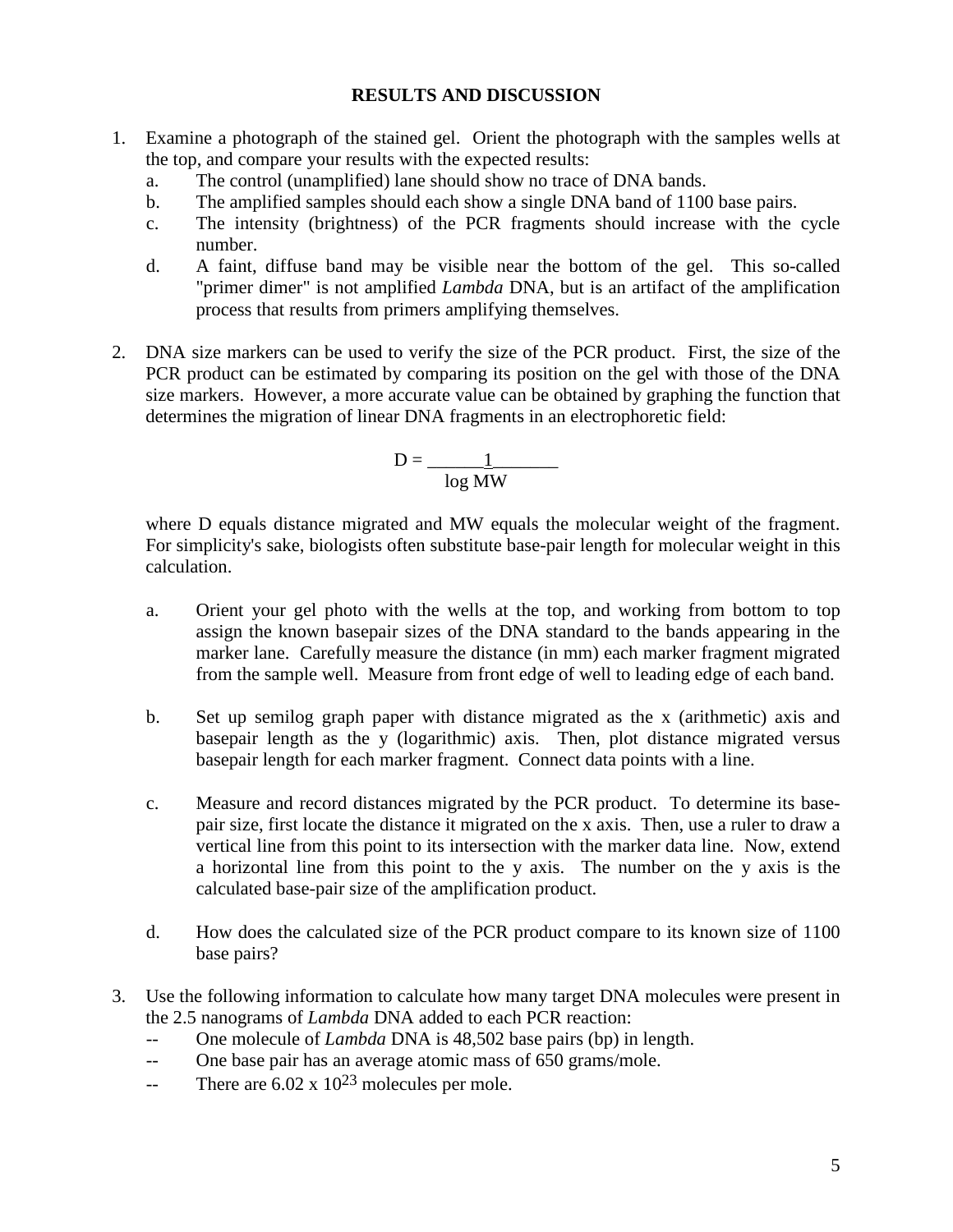## RESULTS AND DISCUSSION

1. Examine a photograph of the stained gel. Orient the photograph with the samples wells at the top, and compare your results with the expected results:
   a. The control (unamplified) lane should show no trace of DNA bands.
   b. The amplified samples should each show a single DNA band of 1100 base pairs.
   c. The intensity (brightness) of the PCR fragments should increase with the cycle number.
   d. A faint, diffuse band may be visible near the bottom of the gel. This so-called "primer dimer" is not amplified *Lambda* DNA, but is an artifact of the amplification process that results from primers amplifying themselves.

2. DNA size markers can be used to verify the size of the PCR product. First, the size of the PCR product can be estimated by comparing its position on the gel with those of the DNA size markers. However, a more accurate value can be obtained by graphing the function that determines the migration of linear DNA fragments in an electrophoretic field:

$$D = \frac{1}{\log MW}$$

   where D equals distance migrated and MW equals the molecular weight of the fragment. For simplicity's sake, biologists often substitute base-pair length for molecular weight in this calculation.

   a. Orient your gel photo with the wells at the top, and working from bottom to top assign the known basepair sizes of the DNA standard to the bands appearing in the marker lane. Carefully measure the distance (in mm) each marker fragment migrated from the sample well. Measure from front edge of well to leading edge of each band.

   b. Set up semilog graph paper with distance migrated as the x (arithmetic) axis and basepair length as the y (logarithmic) axis. Then, plot distance migrated versus basepair length for each marker fragment. Connect data points with a line.

   c. Measure and record distances migrated by the PCR product. To determine its base-pair size, first locate the distance it migrated on the x axis. Then, use a ruler to draw a vertical line from this point to its intersection with the marker data line. Now, extend a horizontal line from this point to the y axis. The number on the y axis is the calculated base-pair size of the amplification product.

   d. How does the calculated size of the PCR product compare to its known size of 1100 base pairs?

3. Use the following information to calculate how many target DNA molecules were present in the 2.5 nanograms of *Lambda* DNA added to each PCR reaction:
   - One molecule of *Lambda* DNA is 48,502 base pairs (bp) in length.
   - One base pair has an average atomic mass of 650 grams/mole.
   - There are $6.02 \times 10^{23}$ molecules per mole.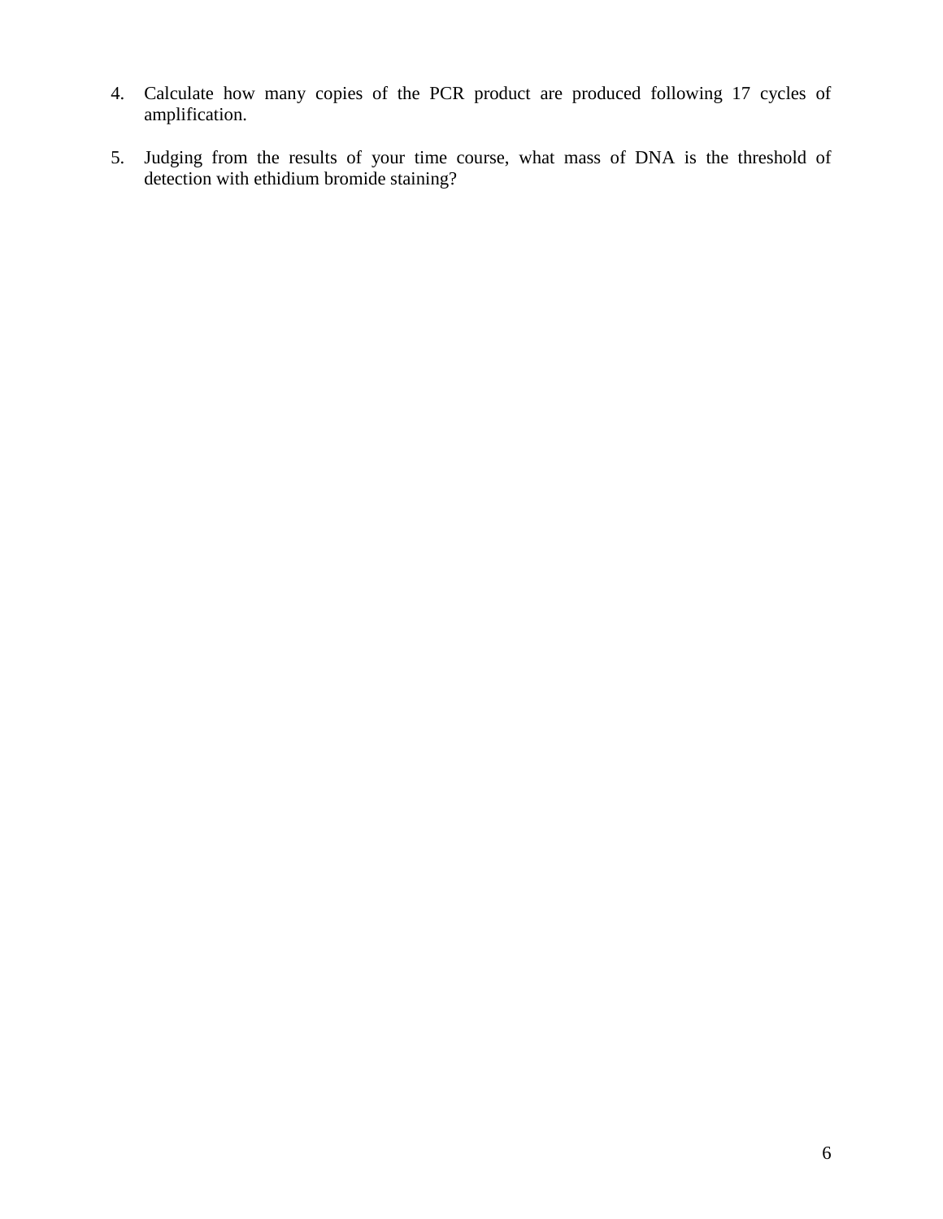4. Calculate how many copies of the PCR product are produced following 17 cycles of amplification.

5. Judging from the results of your time course, what mass of DNA is the threshold of detection with ethidium bromide staining?